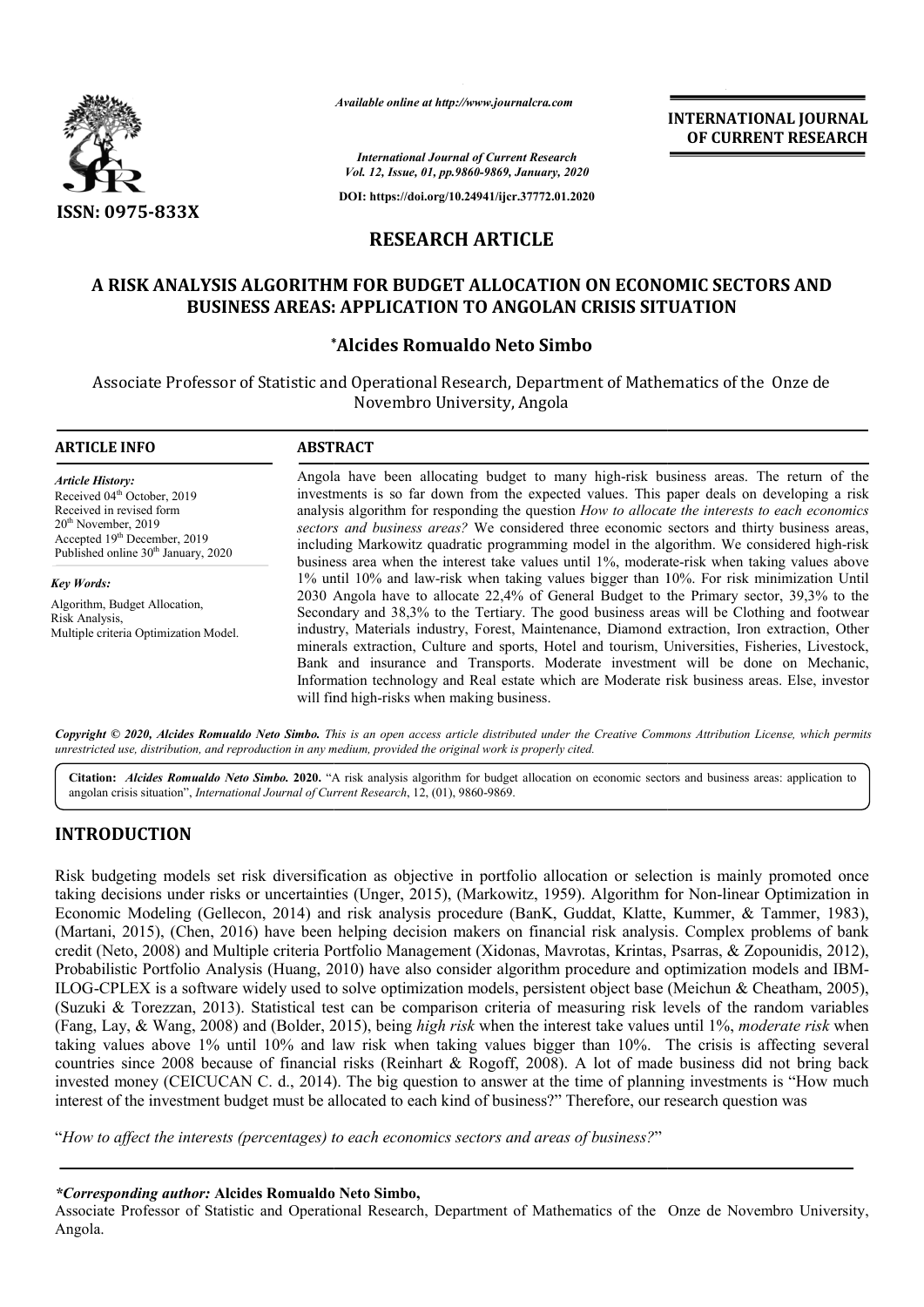# RESEARCH ARTICLE

# A RISK ANALYSIS ALGORITHM FOR BUDGET ALLOCATION ON ECONOMIC SECTORS AND BUSINESS AREAS: APPLICATION TO ANGOLAN CRISIS SITUATION

**\*Alcides Romualdo Neto Simbo**

Associate Professor of Statistic and Operational Research, Department of Mathematics of the Onze de Novembro University, Angola

## ARTICLE INFO

*Article History:*
Received 04th October, 2019
Received in revised form 20th November, 2019
Accepted 19th December, 2019
Published online 30th January, 2020

*Key Words:*
Algorithm, Budget Allocation, Risk Analysis, Multiple criteria Optimization Model.

## ABSTRACT

Angola have been allocating budget to many high-risk business areas. The return of the investments is so far down from the expected values. This paper deals on developing a risk analysis algorithm for responding the question *How to allocate the interests to each economics sectors and business areas?* We considered three economic sectors and thirty business areas, including Markowitz quadratic programming model in the algorithm. We considered high-risk business area when the interest take values until 1%, moderate-risk when taking values above 1% until 10% and law-risk when taking values bigger than 10%. For risk minimization Until 2030 Angola have to allocate 22,4% of General Budget to the Primary sector, 39,3% to the Secondary and 38,3% to the Tertiary. The good business areas will be Clothing and footwear industry, Materials industry, Forest, Maintenance, Diamond extraction, Iron extraction, Other minerals extraction, Culture and sports, Hotel and tourism, Universities, Fisheries, Livestock, Bank and insurance and Transports. Moderate investment will be done on Mechanic, Information technology and Real estate which are Moderate risk business areas. Else, investor will find high-risks when making business.

*Copyright © 2020, Alcides Romualdo Neto Simbo. This is an open access article distributed under the Creative Commons Attribution License, which permits unrestricted use, distribution, and reproduction in any medium, provided the original work is properly cited.*

**Citation:** *Alcides Romualdo Neto Simbo.* **2020.** "A risk analysis algorithm for budget allocation on economic sectors and business areas: application to angolan crisis situation", *International Journal of Current Research*, 12, (01), 9860-9869.

## INTRODUCTION

Risk budgeting models set risk diversification as objective in portfolio allocation or selection is mainly promoted once taking decisions under risks or uncertainties (Unger, 2015), (Markowitz, 1959). Algorithm for Non-linear Optimization in Economic Modeling (Gellecon, 2014) and risk analysis procedure (BanK, Guddat, Klatte, Kummer, & Tammer, 1983), (Martani, 2015), (Chen, 2016) have been helping decision makers on financial risk analysis. Complex problems of bank credit (Neto, 2008) and Multiple criteria Portfolio Management (Xidonas, Mavrotas, Krintas, Psarras, & Zopounidis, 2012), Probabilistic Portfolio Analysis (Huang, 2010) have also consider algorithm procedure and optimization models and IBM-ILOG-CPLEX is a software widely used to solve optimization models, persistent object base (Meichun & Cheatham, 2005), (Suzuki & Torezzan, 2013). Statistical test can be comparison criteria of measuring risk levels of the random variables (Fang, Lay, & Wang, 2008) and (Bolder, 2015), being *high risk* when the interest take values until 1%, *moderate risk* when taking values above 1% until 10% and law risk when taking values bigger than 10%. The crisis is affecting several countries since 2008 because of financial risks (Reinhart & Rogoff, 2008). A lot of made business did not bring back invested money (CEICUCAN C. d., 2014). The big question to answer at the time of planning investments is "How much interest of the investment budget must be allocated to each kind of business?" Therefore, our research question was

"*How to affect the interests (percentages) to each economics sectors and areas of business?*"

***\*Corresponding author:*** **Alcides Romualdo Neto Simbo,**
Associate Professor of Statistic and Operational Research, Department of Mathematics of the Onze de Novembro University, Angola.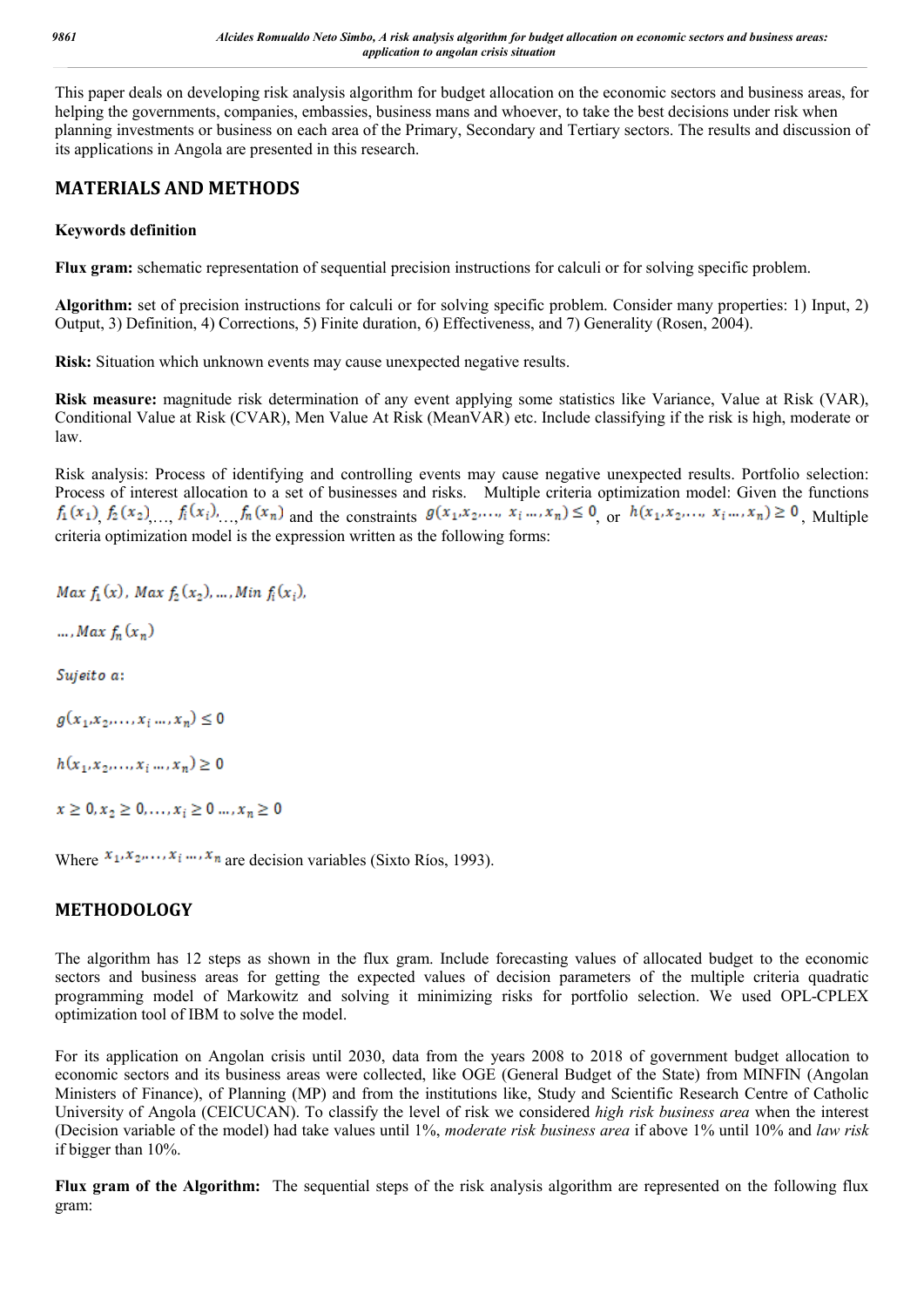This paper deals on developing risk analysis algorithm for budget allocation on the economic sectors and business areas, for helping the governments, companies, embassies, business mans and whoever, to take the best decisions under risk when planning investments or business on each area of the Primary, Secondary and Tertiary sectors. The results and discussion of its applications in Angola are presented in this research.

## MATERIALS AND METHODS

### Keywords definition

**Flux gram:** schematic representation of sequential precision instructions for calculi or for solving specific problem.

**Algorithm:** set of precision instructions for calculi or for solving specific problem. Consider many properties: 1) Input, 2) Output, 3) Definition, 4) Corrections, 5) Finite duration, 6) Effectiveness, and 7) Generality (Rosen, 2004).

**Risk:** Situation which unknown events may cause unexpected negative results.

**Risk measure:** magnitude risk determination of any event applying some statistics like Variance, Value at Risk (VAR), Conditional Value at Risk (CVAR), Men Value At Risk (MeanVAR) etc. Include classifying if the risk is high, moderate or law.

Risk analysis: Process of identifying and controlling events may cause negative unexpected results. Portfolio selection: Process of interest allocation to a set of businesses and risks. Multiple criteria optimization model: Given the functions $f_1(x_1)$, $f_2(x_2)$,..., $f_i(x_i)$,..., $f_n(x_n)$ and the constraints $g(x_1, x_2, \dots, x_i \dots, x_n) \leq 0$, or $h(x_1, x_2, \dots, x_i \dots, x_n) \geq 0$, Multiple criteria optimization model is the expression written as the following forms:

$$Max\ f_1(x),\ Max\ f_2(x_2), \dots, Min\ f_i(x_i),$$

$$\dots, Max\ f_n(x_n)$$

$$Sujeito\ a:$$

$$g(x_1, x_2, \dots, x_i \dots, x_n) \leq 0$$

$$h(x_1, x_2, \dots, x_i \dots, x_n) \geq 0$$

$$x \geq 0, x_2 \geq 0, \dots, x_i \geq 0 \dots, x_n \geq 0$$

Where $x_1, x_2, \dots, x_i \dots, x_n$ are decision variables (Sixto Ríos, 1993).

## METHODOLOGY

The algorithm has 12 steps as shown in the flux gram. Include forecasting values of allocated budget to the economic sectors and business areas for getting the expected values of decision parameters of the multiple criteria quadratic programming model of Markowitz and solving it minimizing risks for portfolio selection. We used OPL-CPLEX optimization tool of IBM to solve the model.

For its application on Angolan crisis until 2030, data from the years 2008 to 2018 of government budget allocation to economic sectors and its business areas were collected, like OGE (General Budget of the State) from MINFIN (Angolan Ministers of Finance), of Planning (MP) and from the institutions like, Study and Scientific Research Centre of Catholic University of Angola (CEICUCAN). To classify the level of risk we considered *high risk business area* when the interest (Decision variable of the model) had take values until 1%, *moderate risk business area* if above 1% until 10% and *law risk* if bigger than 10%.

**Flux gram of the Algorithm:** The sequential steps of the risk analysis algorithm are represented on the following flux gram: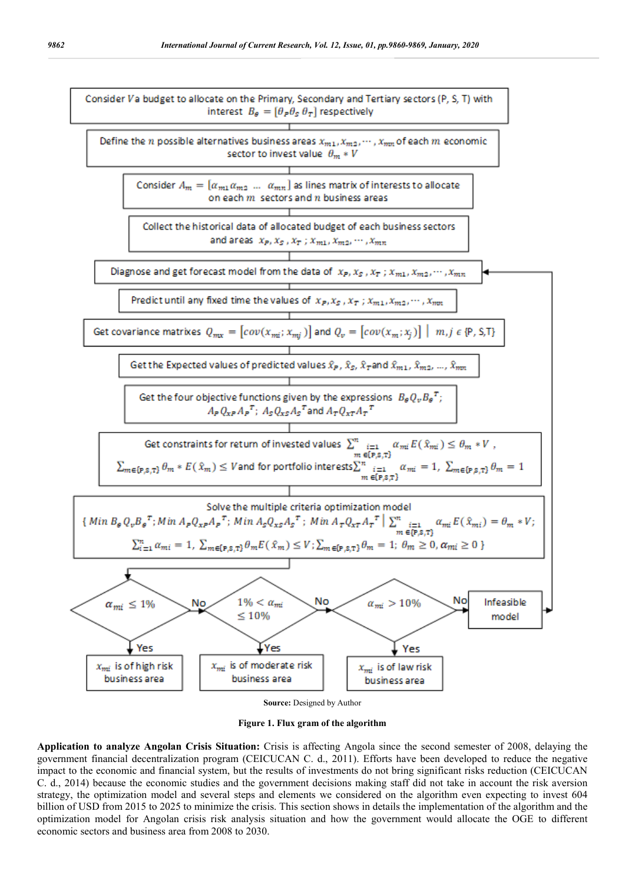Consider $V$ a budget to allocate on the Primary, Secondary and Tertiary sectors (P, S, T) with interest $B_\theta = [\theta_P \theta_S \theta_T]$ respectively

Define the $n$ possible alternatives business areas $x_{m1}, x_{m2}, \cdots, x_{mn}$ of each $m$ economic sector to invest value $\theta_m * V$

Consider $A_m = [\alpha_{m1} \alpha_{m2} \ \dots \ \alpha_{mn}]$ as lines matrix of interests to allocate on each $m$ sectors and $n$ business areas

Collect the historical data of allocated budget of each business sectors and areas $x_P, x_S, x_T ; x_{m1}, x_{m2}, \cdots, x_{mn}$

Diagnose and get forecast model from the data of $x_P, x_S, x_T ; x_{m1}, x_{m2}, \cdots, x_{mn}$

Predict until any fixed time the values of $x_P, x_S, x_T ; x_{m1}, x_{m2}, \cdots, x_{mn}$

Get covariance matrixes $Q_{mx} = [cov(x_{mi}; x_{mj})]$ and $Q_v = [cov(x_m; x_j)] \mid m, j \in \{P, S, T\}$

Get the Expected values of predicted values $\hat{x}_P, \hat{x}_S, \hat{x}_T$ and $\hat{x}_{m1}, \hat{x}_{m2}, \dots, \hat{x}_{mn}$

Get the four objective functions given by the expressions $B_\theta Q_v B_\theta^T$; $A_P Q_{xP} A_P^T$; $A_S Q_{xS} A_S^T$ and $A_T Q_{xT} A_T^T$

Get constraints for return of invested values $\sum_{\substack{i=1 \\ m \in \{P,S,T\}}}^{n} \alpha_{mi} E(\hat{x}_{mi}) \le \theta_m * V$, $\sum_{m \in \{P,S,T\}} \theta_m * E(\hat{x}_m) \le V$ and for portfolio interests $\sum_{\substack{i=1 \\ m \in \{P,S,T\}}}^{n} \alpha_{mi} = 1$, $\sum_{m \in \{P,S,T\}} \theta_m = 1$

Solve the multiple criteria optimization model

$$\{ Min\ B_\theta Q_v B_\theta^T; Min\ A_P Q_{xP} A_P^T; Min\ A_S Q_{xS} A_S^T; Min\ A_T Q_{xT} A_T^T \mid \sum_{\substack{i=1 \\ m \in \{P,S,T\}}}^{n} \alpha_{mi} E(\hat{x}_{mi}) = \theta_m * V; \sum_{i=1}^{n} \alpha_{mi} = 1, \sum_{m \in \{P,S,T\}} \theta_m E(\hat{x}_m) \le V; \sum_{m \in \{P,S,T\}} \theta_m = 1;\ \theta_m \ge 0, \alpha_{mi} \ge 0 \}$$

$\alpha_{mi} \le 1\%$ — Yes: $x_{mi}$ is of high risk business area; No: →

$1\% < \alpha_{mi} \le 10\%$ — Yes: $x_{mi}$ is of moderate risk business area; No: →

$\alpha_{mi} > 10\%$ — Yes: $x_{mi}$ is of law risk business area; No: Infeasible model (→ back to Diagnose and get forecast model)

**Source:** Designed by Author

**Figure 1. Flux gram of the algorithm**

**Application to analyze Angolan Crisis Situation:** Crisis is affecting Angola since the second semester of 2008, delaying the government financial decentralization program (CEICUCAN C. d., 2011). Efforts have been developed to reduce the negative impact to the economic and financial system, but the results of investments do not bring significant risks reduction (CEICUCAN C. d., 2014) because the economic studies and the government decisions making staff did not take in account the risk aversion strategy, the optimization model and several steps and elements we considered on the algorithm even expecting to invest 604 billion of USD from 2015 to 2025 to minimize the crisis. This section shows in details the implementation of the algorithm and the optimization model for Angolan crisis risk analysis situation and how the government would allocate the OGE to different economic sectors and business area from 2008 to 2030.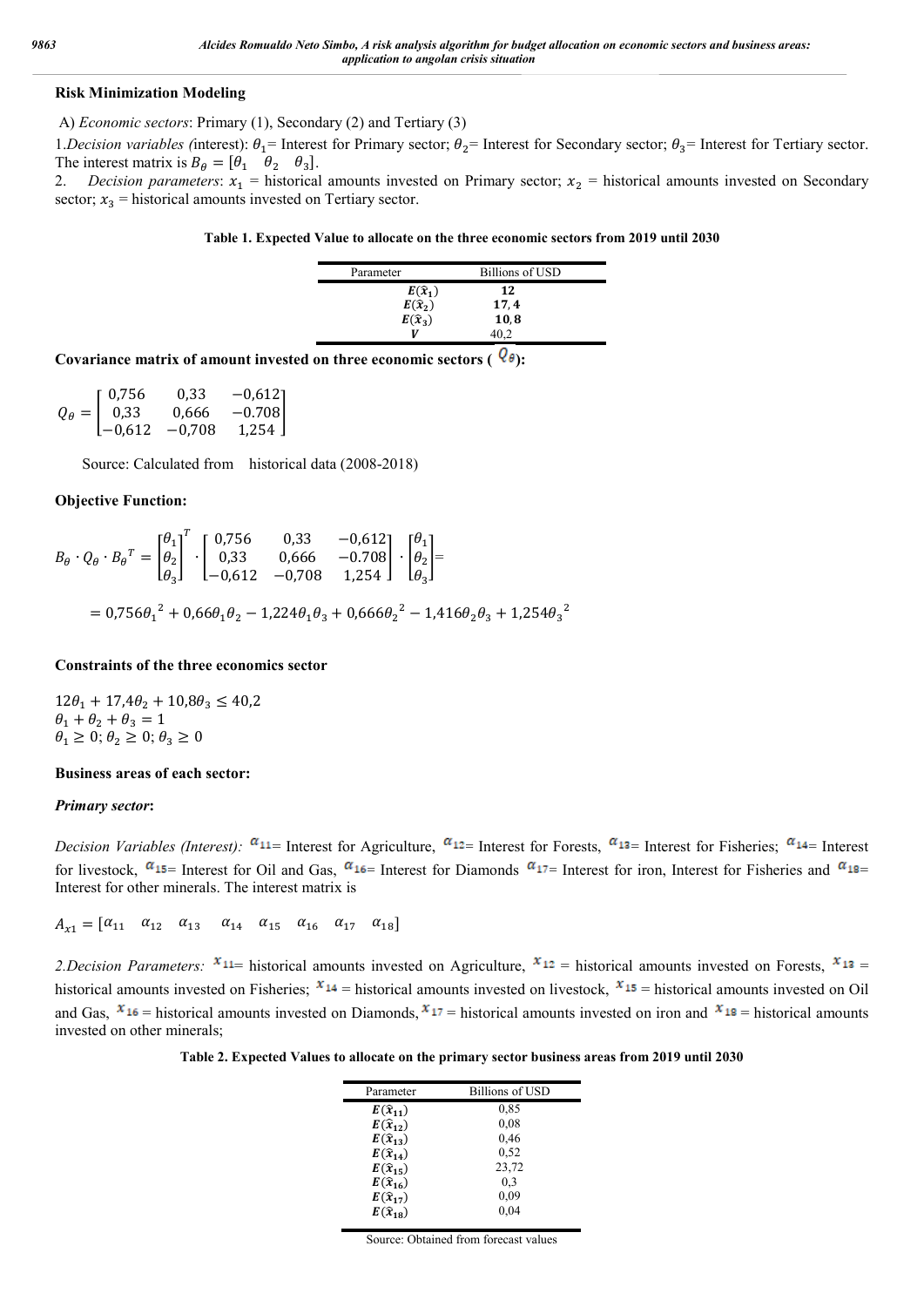### Risk Minimization Modeling

A) *Economic sectors*: Primary (1), Secondary (2) and Tertiary (3)

1.*Decision variables (*interest): $\theta_1$= Interest for Primary sector; $\theta_2$= Interest for Secondary sector; $\theta_3$= Interest for Tertiary sector. The interest matrix is $B_\theta = [\theta_1 \quad \theta_2 \quad \theta_3]$.

2. *Decision parameters*: $x_1$ = historical amounts invested on Primary sector; $x_2$ = historical amounts invested on Secondary sector; $x_3$ = historical amounts invested on Tertiary sector.

**Table 1. Expected Value to allocate on the three economic sectors from 2019 until 2030**

| Parameter | Billions of USD |
|---|---|
| $E(\hat{x}_1)$ | **12** |
| $E(\hat{x}_2)$ | **17,4** |
| $E(\hat{x}_3)$ | **10,8** |
| $V$ | 40,2 |

**Covariance matrix of amount invested on three economic sectors ($Q_\theta$):**

$$Q_\theta = \begin{bmatrix} 0{,}756 & 0{,}33 & -0{,}612 \\ 0{,}33 & 0{,}666 & -0.708 \\ -0{,}612 & -0{,}708 & 1{,}254 \end{bmatrix}$$

Source: Calculated from historical data (2008-2018)

**Objective Function:**

$$B_\theta \cdot Q_\theta \cdot {B_\theta}^T = \begin{bmatrix} \theta_1 \\ \theta_2 \\ \theta_3 \end{bmatrix}^T \cdot \begin{bmatrix} 0{,}756 & 0{,}33 & -0{,}612 \\ 0{,}33 & 0{,}666 & -0.708 \\ -0{,}612 & -0{,}708 & 1{,}254 \end{bmatrix} \cdot \begin{bmatrix} \theta_1 \\ \theta_2 \\ \theta_3 \end{bmatrix} =$$

$$= 0{,}756{\theta_1}^2 + 0{,}66\theta_1\theta_2 - 1{,}224\theta_1\theta_3 + 0{,}666{\theta_2}^2 - 1{,}416\theta_2\theta_3 + 1{,}254{\theta_3}^2$$

**Constraints of the three economics sector**

$12\theta_1 + 17{,}4\theta_2 + 10{,}8\theta_3 \leq 40{,}2$
$\theta_1 + \theta_2 + \theta_3 = 1$
$\theta_1 \geq 0;\ \theta_2 \geq 0;\ \theta_3 \geq 0$

**Business areas of each sector:**

***Primary sector*:**

*Decision Variables (Interest):* $\alpha_{11}$= Interest for Agriculture, $\alpha_{12}$= Interest for Forests, $\alpha_{13}$= Interest for Fisheries; $\alpha_{14}$= Interest for livestock, $\alpha_{15}$= Interest for Oil and Gas, $\alpha_{16}$= Interest for Diamonds $\alpha_{17}$= Interest for iron, Interest for Fisheries and $\alpha_{18}$= Interest for other minerals. The interest matrix is

$A_{x1} = [\alpha_{11} \quad \alpha_{12} \quad \alpha_{13} \quad \alpha_{14} \quad \alpha_{15} \quad \alpha_{16} \quad \alpha_{17} \quad \alpha_{18}]$

*2.Decision Parameters:* $x_{11}$= historical amounts invested on Agriculture, $x_{12}$ = historical amounts invested on Forests, $x_{13}$ = historical amounts invested on Fisheries; $x_{14}$ = historical amounts invested on livestock, $x_{15}$ = historical amounts invested on Oil and Gas, $x_{16}$ = historical amounts invested on Diamonds, $x_{17}$ = historical amounts invested on iron and $x_{18}$ = historical amounts invested on other minerals;

**Table 2. Expected Values to allocate on the primary sector business areas from 2019 until 2030**

| Parameter | Billions of USD |
|---|---|
| $E(\hat{x}_{11})$ | 0,85 |
| $E(\hat{x}_{12})$ | 0,08 |
| $E(\hat{x}_{13})$ | 0,46 |
| $E(\hat{x}_{14})$ | 0,52 |
| $E(\hat{x}_{15})$ | 23,72 |
| $E(\hat{x}_{16})$ | 0,3 |
| $E(\hat{x}_{17})$ | 0,09 |
| $E(\hat{x}_{18})$ | 0,04 |

Source: Obtained from forecast values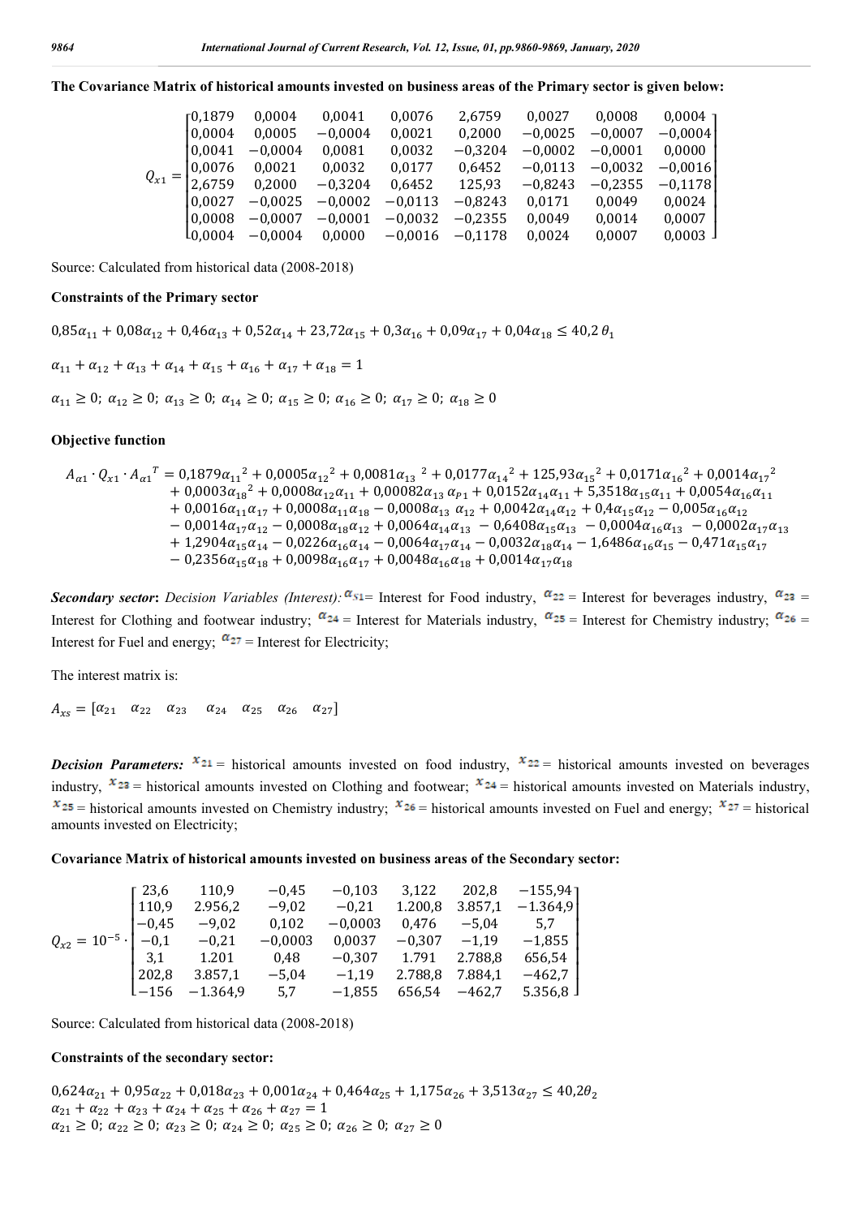**The Covariance Matrix of historical amounts invested on business areas of the Primary sector is given below:**

$$Q_{x1} = \begin{bmatrix} 0,1879 & 0,0004 & 0,0041 & 0,0076 & 2,6759 & 0,0027 & 0,0008 & 0,0004 \\ 0,0004 & 0,0005 & -0,0004 & 0,0021 & 0,2000 & -0,0025 & -0,0007 & -0,0004 \\ 0,0041 & -0,0004 & 0,0081 & 0,0032 & -0,3204 & -0,0002 & -0,0001 & 0,0000 \\ 0,0076 & 0,0021 & 0,0032 & 0,0177 & 0,6452 & -0,0113 & -0,0032 & -0,0016 \\ 2,6759 & 0,2000 & -0,3204 & 0,6452 & 125,93 & -0,8243 & -0,2355 & -0,1178 \\ 0,0027 & -0,0025 & -0,0002 & -0,0113 & -0,8243 & 0,0171 & 0,0049 & 0,0024 \\ 0,0008 & -0,0007 & -0,0001 & -0,0032 & -0,2355 & 0,0049 & 0,0014 & 0,0007 \\ 0,0004 & -0,0004 & 0,0000 & -0,0016 & -0,1178 & 0,0024 & 0,0007 & 0,0003 \end{bmatrix}$$

Source: Calculated from historical data (2008-2018)

**Constraints of the Primary sector**

$$0,85\alpha_{11} + 0,08\alpha_{12} + 0,46\alpha_{13} + 0,52\alpha_{14} + 23,72\alpha_{15} + 0,3\alpha_{16} + 0,09\alpha_{17} + 0,04\alpha_{18} \leq 40,2\,\theta_1$$

$$\alpha_{11} + \alpha_{12} + \alpha_{13} + \alpha_{14} + \alpha_{15} + \alpha_{16} + \alpha_{17} + \alpha_{18} = 1$$

$$\alpha_{11} \geq 0;\ \alpha_{12} \geq 0;\ \alpha_{13} \geq 0;\ \alpha_{14} \geq 0;\ \alpha_{15} \geq 0;\ \alpha_{16} \geq 0;\ \alpha_{17} \geq 0;\ \alpha_{18} \geq 0$$

**Objective function**

$$\begin{aligned} A_{\alpha 1} \cdot Q_{x1} \cdot A_{\alpha 1}{}^{T} = {} & 0,1879\alpha_{11}{}^2 + 0,0005\alpha_{12}{}^2 + 0,0081\alpha_{13}{}^2 + 0,0177\alpha_{14}{}^2 + 125,93\alpha_{15}{}^2 + 0,0171\alpha_{16}{}^2 + 0,0014\alpha_{17}{}^2 \\ & + 0,0003\alpha_{18}{}^2 + 0,0008\alpha_{12}\alpha_{11} + 0,00082\alpha_{13}\,\alpha_{P1} + 0,0152\alpha_{14}\alpha_{11} + 5,3518\alpha_{15}\alpha_{11} + 0,0054\alpha_{16}\alpha_{11} \\ & + 0,0016\alpha_{11}\alpha_{17} + 0,0008\alpha_{11}\alpha_{18} - 0,0008\alpha_{13}\,\alpha_{12} + 0,0042\alpha_{14}\alpha_{12} + 0,4\alpha_{15}\alpha_{12} - 0,005\alpha_{16}\alpha_{12} \\ & - 0,0014\alpha_{17}\alpha_{12} - 0,0008\alpha_{18}\alpha_{12} + 0,0064\alpha_{14}\alpha_{13} - 0,6408\alpha_{15}\alpha_{13} - 0,0004\alpha_{16}\alpha_{13} - 0,0002\alpha_{17}\alpha_{13} \\ & + 1,2904\alpha_{15}\alpha_{14} - 0,0226\alpha_{16}\alpha_{14} - 0,0064\alpha_{17}\alpha_{14} - 0,0032\alpha_{18}\alpha_{14} - 1,6486\alpha_{16}\alpha_{15} - 0,471\alpha_{15}\alpha_{17} \\ & - 0,2356\alpha_{15}\alpha_{18} + 0,0098\alpha_{16}\alpha_{17} + 0,0048\alpha_{16}\alpha_{18} + 0,0014\alpha_{17}\alpha_{18} \end{aligned}$$

***Secondary sector*****:** *Decision Variables (Interest):* $\alpha_{S1}$= Interest for Food industry, $\alpha_{22}$ = Interest for beverages industry, $\alpha_{23}$ = Interest for Clothing and footwear industry; $\alpha_{24}$ = Interest for Materials industry, $\alpha_{25}$ = Interest for Chemistry industry; $\alpha_{26}$ = Interest for Fuel and energy; $\alpha_{27}$ = Interest for Electricity;

The interest matrix is:

$$A_{xs} = [\alpha_{21} \quad \alpha_{22} \quad \alpha_{23} \quad \alpha_{24} \quad \alpha_{25} \quad \alpha_{26} \quad \alpha_{27}]$$

***Decision Parameters:*** $x_{21}$ = historical amounts invested on food industry, $x_{22}$ = historical amounts invested on beverages industry, $x_{23}$ = historical amounts invested on Clothing and footwear; $x_{24}$ = historical amounts invested on Materials industry, $x_{25}$ = historical amounts invested on Chemistry industry; $x_{26}$ = historical amounts invested on Fuel and energy; $x_{27}$ = historical amounts invested on Electricity;

**Covariance Matrix of historical amounts invested on business areas of the Secondary sector:**

$$Q_{x2} = 10^{-5} \cdot \begin{bmatrix} 23,6 & 110,9 & -0,45 & -0,103 & 3,122 & 202,8 & -155,94 \\ 110,9 & 2.956,2 & -9,02 & -0,21 & 1.200,8 & 3.857,1 & -1.364,9 \\ -0,45 & -9,02 & 0,102 & -0,0003 & 0,476 & -5,04 & 5,7 \\ -0,1 & -0,21 & -0,0003 & 0,0037 & -0,307 & -1,19 & -1,855 \\ 3,1 & 1.201 & 0,48 & -0,307 & 1.791 & 2.788,8 & 656,54 \\ 202,8 & 3.857,1 & -5,04 & -1,19 & 2.788,8 & 7.884,1 & -462,7 \\ -156 & -1.364,9 & 5,7 & -1,855 & 656,54 & -462,7 & 5.356,8 \end{bmatrix}$$

Source: Calculated from historical data (2008-2018)

**Constraints of the secondary sector:**

$$0,624\alpha_{21} + 0,95\alpha_{22} + 0,018\alpha_{23} + 0,001\alpha_{24} + 0,464\alpha_{25} + 1,175\alpha_{26} + 3,513\alpha_{27} \leq 40,2\theta_2$$
$$\alpha_{21} + \alpha_{22} + \alpha_{23} + \alpha_{24} + \alpha_{25} + \alpha_{26} + \alpha_{27} = 1$$
$$\alpha_{21} \geq 0;\ \alpha_{22} \geq 0;\ \alpha_{23} \geq 0;\ \alpha_{24} \geq 0;\ \alpha_{25} \geq 0;\ \alpha_{26} \geq 0;\ \alpha_{27} \geq 0$$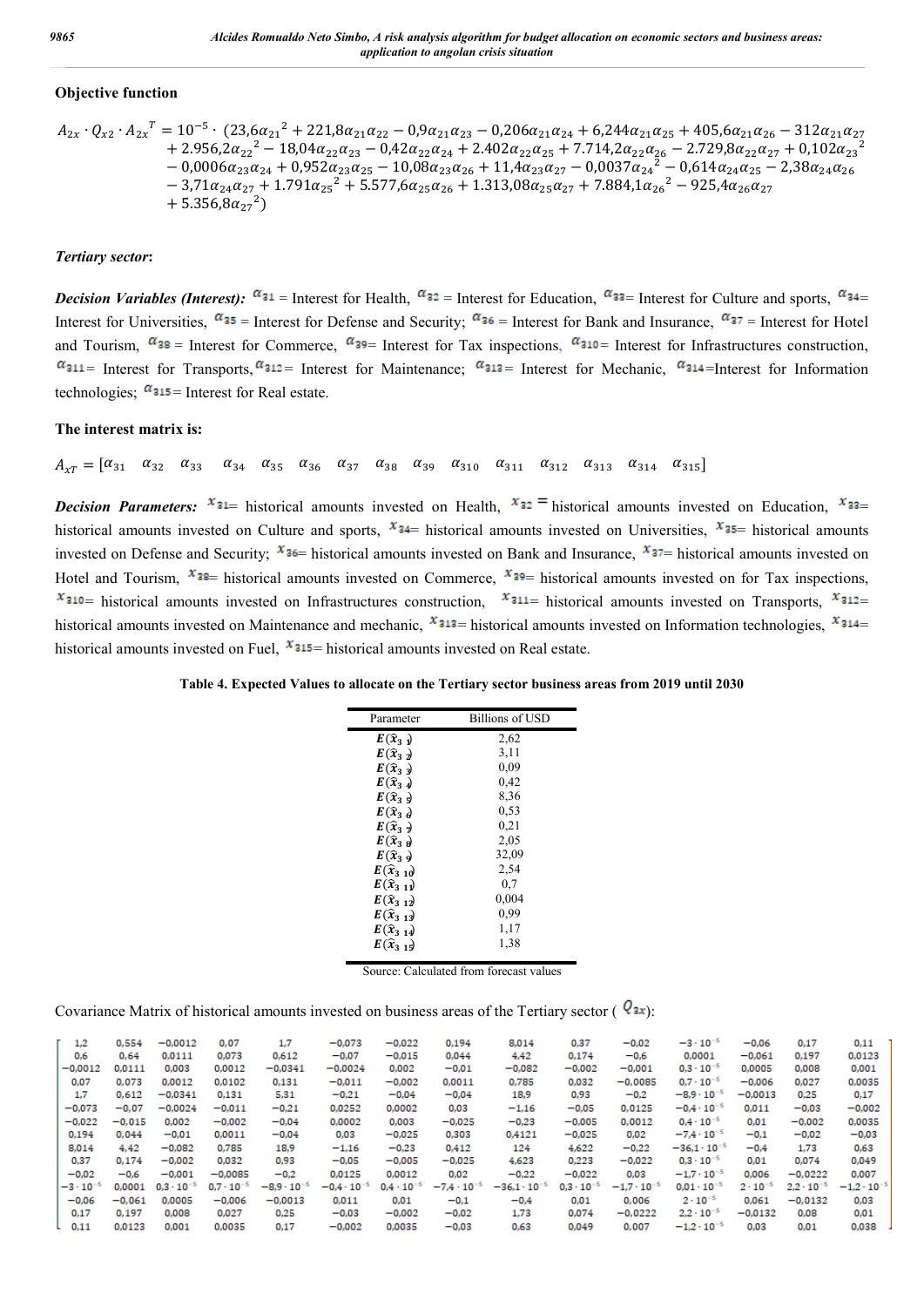### Objective function

$$A_{2x} \cdot Q_{x2} \cdot A_{2x}{}^{T} = 10^{-5} \cdot (23{,}6\alpha_{21}{}^{2} + 221{,}8\alpha_{21}\alpha_{22} - 0{,}9\alpha_{21}\alpha_{23} - 0{,}206\alpha_{21}\alpha_{24} + 6{,}244\alpha_{21}\alpha_{25} + 405{,}6\alpha_{21}\alpha_{26} - 312\alpha_{21}\alpha_{27} + 2.956{,}2\alpha_{22}{}^{2} - 18{,}04\alpha_{22}\alpha_{23} - 0{,}42\alpha_{22}\alpha_{24} + 2.402\alpha_{22}\alpha_{25} + 7.714{,}2\alpha_{22}\alpha_{26} - 2.729{,}8\alpha_{22}\alpha_{27} + 0{,}102\alpha_{23}{}^{2} - 0{,}0006\alpha_{23}\alpha_{24} + 0{,}952\alpha_{23}\alpha_{25} - 10{,}08\alpha_{23}\alpha_{26} + 11{,}4\alpha_{23}\alpha_{27} - 0{,}0037\alpha_{24}{}^{2} - 0{,}614\alpha_{24}\alpha_{25} - 2{,}38\alpha_{24}\alpha_{26} - 3{,}71\alpha_{24}\alpha_{27} + 1.791\alpha_{25}{}^{2} + 5.577{,}6\alpha_{25}\alpha_{26} + 1.313{,}08\alpha_{25}\alpha_{27} + 7.884{,}1\alpha_{26}{}^{2} - 925{,}4\alpha_{26}\alpha_{27} + 5.356{,}8\alpha_{27}{}^{2})$$

***Tertiary sector*:**

***Decision Variables (Interest):*** $\alpha_{31}$ = Interest for Health, $\alpha_{32}$ = Interest for Education, $\alpha_{33}$= Interest for Culture and sports, $\alpha_{34}$= Interest for Universities, $\alpha_{35}$ = Interest for Defense and Security; $\alpha_{36}$ = Interest for Bank and Insurance, $\alpha_{37}$ = Interest for Hotel and Tourism, $\alpha_{38}$ = Interest for Commerce, $\alpha_{39}$= Interest for Tax inspections, $\alpha_{310}$= Interest for Infrastructures construction, $\alpha_{311}$= Interest for Transports, $\alpha_{312}$= Interest for Maintenance; $\alpha_{313}$= Interest for Mechanic, $\alpha_{314}$=Interest for Information technologies; $\alpha_{315}$= Interest for Real estate.

**The interest matrix is:**

$$A_{xT} = [\alpha_{31} \quad \alpha_{32} \quad \alpha_{33} \quad \alpha_{34} \quad \alpha_{35} \quad \alpha_{36} \quad \alpha_{37} \quad \alpha_{38} \quad \alpha_{39} \quad \alpha_{310} \quad \alpha_{311} \quad \alpha_{312} \quad \alpha_{313} \quad \alpha_{314} \quad \alpha_{315}]$$

***Decision Parameters:*** $x_{31}$= historical amounts invested on Health, $x_{32}$ = historical amounts invested on Education, $x_{33}$= historical amounts invested on Culture and sports, $x_{34}$= historical amounts invested on Universities, $x_{35}$= historical amounts invested on Defense and Security; $x_{36}$= historical amounts invested on Bank and Insurance, $x_{37}$= historical amounts invested on Hotel and Tourism, $x_{38}$= historical amounts invested on Commerce, $x_{39}$= historical amounts invested on for Tax inspections, $x_{310}$= historical amounts invested on Infrastructures construction, $x_{311}$= historical amounts invested on Transports, $x_{312}$= historical amounts invested on Maintenance and mechanic, $x_{313}$= historical amounts invested on Information technologies, $x_{314}$= historical amounts invested on Fuel, $x_{315}$= historical amounts invested on Real estate.

**Table 4. Expected Values to allocate on the Tertiary sector business areas from 2019 until 2030**

| Parameter | Billions of USD |
|---|---|
| $E(\tilde{x}_{31})$ | 2,62 |
| $E(\tilde{x}_{32})$ | 3,11 |
| $E(\tilde{x}_{33})$ | 0,09 |
| $E(\tilde{x}_{34})$ | 0,42 |
| $E(\tilde{x}_{35})$ | 8,36 |
| $E(\tilde{x}_{36})$ | 0,53 |
| $E(\tilde{x}_{37})$ | 0,21 |
| $E(\tilde{x}_{38})$ | 2,05 |
| $E(\tilde{x}_{39})$ | 32,09 |
| $E(\tilde{x}_{310})$ | 2,54 |
| $E(\tilde{x}_{311})$ | 0,7 |
| $E(\tilde{x}_{312})$ | 0,004 |
| $E(\tilde{x}_{313})$ | 0,99 |
| $E(\tilde{x}_{314})$ | 1,17 |
| $E(\tilde{x}_{315})$ | 1,38 |

Source: Calculated from forecast values

Covariance Matrix of historical amounts invested on business areas of the Tertiary sector ( $Q_{3x}$):

$$\begin{bmatrix}
1{,}2 & 0{,}554 & -0{,}0012 & 0{,}07 & 1{,}7 & -0{,}073 & -0{,}022 & 0{,}194 & 8{,}014 & 0{,}37 & -0{,}02 & -3\cdot10^{-5} & -0{,}06 & 0{,}17 & 0{,}11 \\
0{,}6 & 0{,}64 & 0{,}0111 & 0{,}073 & 0{,}612 & -0{,}07 & -0{,}015 & 0{,}044 & 4{,}42 & 0{,}174 & -0{,}6 & 0{,}0001 & -0{,}061 & 0{,}197 & 0{,}0123 \\
-0{,}0012 & 0{,}0111 & 0{,}003 & 0{,}0012 & -0{,}0341 & -0{,}0024 & 0{,}002 & -0{,}01 & -0{,}082 & -0{,}002 & -0{,}001 & 0{,}3\cdot10^{-5} & 0{,}0005 & 0{,}008 & 0{,}001 \\
0{,}07 & 0{,}073 & 0{,}0012 & 0{,}0102 & 0{,}131 & -0{,}011 & -0{,}002 & 0{,}0011 & 0{,}785 & 0{,}032 & -0{,}0085 & 0{,}7\cdot10^{-5} & -0{,}006 & 0{,}027 & 0{,}0035 \\
1{,}7 & 0{,}612 & -0{,}0341 & 0{,}131 & 5{,}31 & -0{,}21 & -0{,}04 & -0{,}04 & 18{,}9 & 0{,}93 & -0{,}2 & -8{,}9\cdot10^{-5} & -0{,}0013 & 0{,}25 & 0{,}17 \\
-0{,}073 & -0{,}07 & -0{,}0024 & -0{,}011 & -0{,}21 & 0{,}0252 & 0{,}0002 & 0{,}03 & -1{,}16 & -0{,}05 & 0{,}0125 & -0{,}4\cdot10^{-5} & 0{,}011 & -0{,}03 & -0{,}002 \\
-0{,}022 & -0{,}015 & 0{,}002 & -0{,}002 & -0{,}04 & 0{,}0002 & 0{,}003 & -0{,}025 & -0{,}23 & -0{,}005 & 0{,}0012 & 0{,}4\cdot10^{-5} & 0{,}01 & -0{,}002 & 0{,}0035 \\
0{,}194 & 0{,}044 & -0{,}01 & 0{,}0011 & -0{,}04 & 0{,}03 & -0{,}025 & 0{,}303 & 0{,}4121 & -0{,}025 & 0{,}02 & -7{,}4\cdot10^{-5} & -0{,}1 & -0{,}02 & -0{,}03 \\
8{,}014 & 4{,}42 & -0{,}082 & 0{,}785 & 18{,}9 & -1{,}16 & -0{,}23 & 0{,}412 & 124 & 4{,}622 & -0{,}22 & -36{,}1\cdot10^{-5} & -0{,}4 & 1{,}73 & 0{,}63 \\
0{,}37 & 0{,}174 & -0{,}002 & 0{,}032 & 0{,}93 & -0{,}05 & -0{,}005 & -0{,}025 & 4{,}623 & 0{,}223 & -0{,}022 & 0{,}3\cdot10^{-5} & 0{,}01 & 0{,}074 & 0{,}049 \\
-0{,}02 & -0{,}6 & -0{,}001 & -0{,}0085 & -0{,}2 & 0{,}0125 & 0{,}0012 & 0{,}02 & -0{,}22 & -0{,}022 & 0{,}03 & -1{,}7\cdot10^{-5} & 0{,}006 & -0{,}0222 & 0{,}007 \\
-3\cdot10^{-5} & 0{,}0001 & 0{,}3\cdot10^{-5} & 0{,}7\cdot10^{-5} & -8{,}9\cdot10^{-5} & -0{,}4\cdot10^{-5} & 0{,}4\cdot10^{-5} & -7{,}4\cdot10^{-5} & -36{,}1\cdot10^{-5} & 0{,}3\cdot10^{-5} & -1{,}7\cdot10^{-5} & 0{,}01\cdot10^{-5} & 2\cdot10^{-5} & 2{,}2\cdot10^{-5} & -1{,}2\cdot10^{-5} \\
-0{,}06 & -0{,}061 & 0{,}0005 & -0{,}006 & -0{,}0013 & 0{,}011 & 0{,}01 & -0{,}1 & -0{,}4 & 0{,}01 & 0{,}006 & 2\cdot10^{-5} & 0{,}061 & -0{,}0132 & 0{,}03 \\
0{,}17 & 0{,}197 & 0{,}008 & 0{,}027 & 0{,}25 & -0{,}03 & -0{,}002 & -0{,}02 & 1{,}73 & 0{,}074 & -0{,}0222 & 2{,}2\cdot10^{-5} & -0{,}0132 & 0{,}08 & 0{,}01 \\
0{,}11 & 0{,}0123 & 0{,}001 & 0{,}0035 & 0{,}17 & -0{,}002 & 0{,}0035 & -0{,}03 & 0{,}63 & 0{,}049 & 0{,}007 & -1{,}2\cdot10^{-5} & 0{,}03 & 0{,}01 & 0{,}038
\end{bmatrix}$$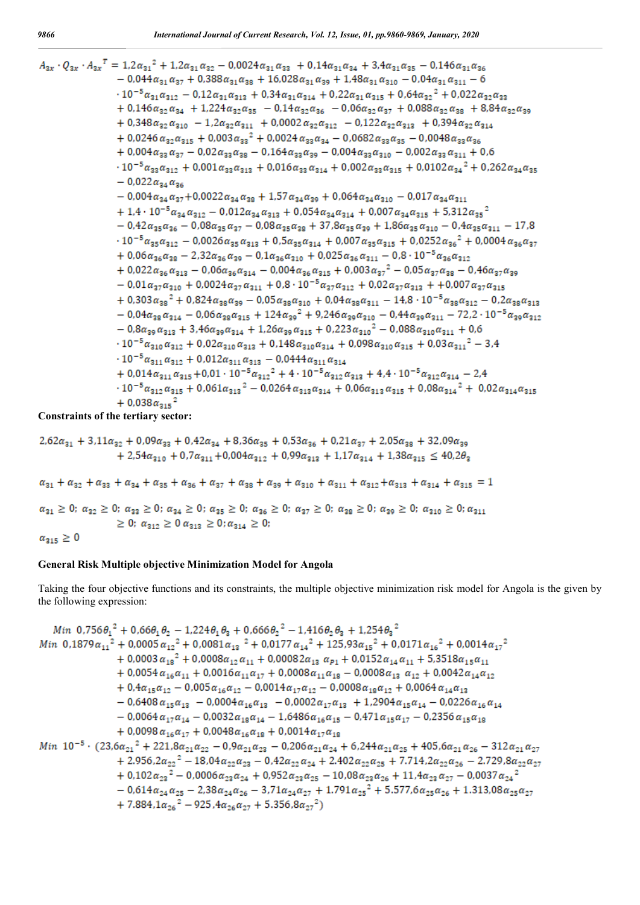$$
\begin{aligned}
A_{3x} \cdot Q_{3x} \cdot A_{3x}{}^{T} = {} & 1{,}2\alpha_{31}{}^{2} + 1{,}2\alpha_{31}\alpha_{32} - 0{,}0024\alpha_{31}\alpha_{33} + 0{,}14\alpha_{31}\alpha_{34} + 3{,}4\alpha_{31}\alpha_{35} - 0{,}146\alpha_{31}\alpha_{36} \\
& - 0{,}044\alpha_{31}\alpha_{37} + 0{,}388\alpha_{31}\alpha_{38} + 16{,}028\alpha_{31}\alpha_{39} + 1{,}48\alpha_{31}\alpha_{310} - 0{,}04\alpha_{31}\alpha_{311} - 6 \\
& \cdot 10^{-5}\alpha_{31}\alpha_{312} - 0{,}12\alpha_{31}\alpha_{313} + 0{,}34\alpha_{31}\alpha_{314} + 0{,}22\alpha_{31}\alpha_{315} + 0{,}64\alpha_{32}{}^{2} + 0{,}022\alpha_{32}\alpha_{33} \\
& + 0{,}146\alpha_{32}\alpha_{34} + 1{,}224\alpha_{32}\alpha_{35} - 0{,}14\alpha_{32}\alpha_{36} - 0{,}06\alpha_{32}\alpha_{37} + 0{,}088\alpha_{32}\alpha_{38} + 8{,}84\alpha_{32}\alpha_{39} \\
& + 0{,}348\alpha_{32}\alpha_{310} - 1{,}2\alpha_{32}\alpha_{311} + 0{,}0002\alpha_{32}\alpha_{312} - 0{,}122\alpha_{32}\alpha_{313} + 0{,}394\alpha_{32}\alpha_{314} \\
& + 0{,}0246\alpha_{32}\alpha_{315} + 0{,}003\alpha_{33}{}^{2} + 0{,}0024\alpha_{33}\alpha_{34} - 0{,}0682\alpha_{33}\alpha_{35} - 0{,}0048\alpha_{33}\alpha_{36} \\
& + 0{,}004\alpha_{33}\alpha_{37} - 0{,}02\alpha_{33}\alpha_{38} - 0{,}164\alpha_{33}\alpha_{39} - 0{,}004\alpha_{33}\alpha_{310} - 0{,}002\alpha_{33}\alpha_{311} + 0{,}6 \\
& \cdot 10^{-5}\alpha_{33}\alpha_{312} + 0{,}001\alpha_{33}\alpha_{313} + 0{,}016\alpha_{33}\alpha_{314} + 0{,}002\alpha_{33}\alpha_{315} + 0{,}0102\alpha_{34}{}^{2} + 0{,}262\alpha_{34}\alpha_{35} \\
& - 0{,}022\alpha_{34}\alpha_{36} \\
& - 0{,}004\alpha_{34}\alpha_{37} + 0{,}0022\alpha_{34}\alpha_{38} + 1{,}57\alpha_{34}\alpha_{39} + 0{,}064\alpha_{34}\alpha_{310} - 0{,}017\alpha_{34}\alpha_{311} \\
& + 1{,}4\cdot 10^{-5}\alpha_{34}\alpha_{312} - 0{,}012\alpha_{34}\alpha_{313} + 0{,}054\alpha_{34}\alpha_{314} + 0{,}007\alpha_{34}\alpha_{315} + 5{,}312\alpha_{35}{}^{2} \\
& - 0{,}42\alpha_{35}\alpha_{36} - 0{,}08\alpha_{35}\alpha_{37} - 0{,}08\alpha_{35}\alpha_{38} + 37{,}8\alpha_{35}\alpha_{39} + 1{,}86\alpha_{35}\alpha_{310} - 0{,}4\alpha_{35}\alpha_{311} - 17{,}8 \\
& \cdot 10^{-5}\alpha_{35}\alpha_{312} - 0{,}0026\alpha_{35}\alpha_{313} + 0{,}5\alpha_{35}\alpha_{314} + 0{,}007\alpha_{35}\alpha_{315} + 0{,}0252\alpha_{36}{}^{2} + 0{,}0004\alpha_{36}\alpha_{37} \\
& + 0{,}06\alpha_{36}\alpha_{38} - 2{,}32\alpha_{36}\alpha_{39} - 0{,}1\alpha_{36}\alpha_{310} + 0{,}025\alpha_{36}\alpha_{311} - 0{,}8\cdot 10^{-5}\alpha_{36}\alpha_{312} \\
& + 0{,}022\alpha_{36}\alpha_{313} - 0{,}06\alpha_{36}\alpha_{314} - 0{,}004\alpha_{36}\alpha_{315} + 0{,}003\alpha_{37}{}^{2} - 0{,}05\alpha_{37}\alpha_{38} - 0{,}46\alpha_{37}\alpha_{39} \\
& - 0{,}01\alpha_{37}\alpha_{310} + 0{,}0024\alpha_{37}\alpha_{311} + 0{,}8\cdot 10^{-5}\alpha_{37}\alpha_{312} + 0{,}02\alpha_{37}\alpha_{313} + +0{,}007\alpha_{37}\alpha_{315} \\
& + 0{,}303\alpha_{38}{}^{2} + 0{,}824\alpha_{38}\alpha_{39} - 0{,}05\alpha_{38}\alpha_{310} + 0{,}04\alpha_{38}\alpha_{311} - 14{,}8\cdot 10^{-5}\alpha_{38}\alpha_{312} - 0{,}2\alpha_{38}\alpha_{313} \\
& - 0{,}04\alpha_{38}\alpha_{314} - 0{,}06\alpha_{38}\alpha_{315} + 124\alpha_{39}{}^{2} + 9{,}246\alpha_{39}\alpha_{310} - 0{,}44\alpha_{39}\alpha_{311} - 72{,}2\cdot 10^{-5}\alpha_{39}\alpha_{312} \\
& - 0{,}8\alpha_{39}\alpha_{313} + 3{,}46\alpha_{39}\alpha_{314} + 1{,}26\alpha_{39}\alpha_{315} + 0{,}223\alpha_{310}{}^{2} - 0{,}088\alpha_{310}\alpha_{311} + 0{,}6 \\
& \cdot 10^{-5}\alpha_{310}\alpha_{312} + 0{,}02\alpha_{310}\alpha_{313} + 0{,}148\alpha_{310}\alpha_{314} + 0{,}098\alpha_{310}\alpha_{315} + 0{,}03\alpha_{311}{}^{2} - 3{,}4 \\
& \cdot 10^{-5}\alpha_{311}\alpha_{312} + 0{,}012\alpha_{311}\alpha_{313} - 0{,}0444\alpha_{311}\alpha_{314} \\
& + 0{,}014\alpha_{311}\alpha_{315} + 0{,}01\cdot 10^{-5}\alpha_{312}{}^{2} + 4\cdot 10^{-5}\alpha_{312}\alpha_{313} + 4{,}4\cdot 10^{-5}\alpha_{312}\alpha_{314} - 2{,}4 \\
& \cdot 10^{-5}\alpha_{312}\alpha_{315} + 0{,}061\alpha_{313}{}^{2} - 0{,}0264\alpha_{313}\alpha_{314} + 0{,}06\alpha_{313}\alpha_{315} + 0{,}08\alpha_{314}{}^{2} + 0{,}02\alpha_{314}\alpha_{315} \\
& + 0{,}038\alpha_{315}{}^{2}
\end{aligned}
$$

**Constraints of the tertiary sector:**

$$
\begin{aligned}
& 2{,}62\alpha_{31} + 3{,}11\alpha_{32} + 0{,}09\alpha_{33} + 0{,}42\alpha_{34} + 8{,}36\alpha_{35} + 0{,}53\alpha_{36} + 0{,}21\alpha_{37} + 2{,}05\alpha_{38} + 32{,}09\alpha_{39} \\
& + 2{,}54\alpha_{310} + 0{,}7\alpha_{311} + 0{,}004\alpha_{312} + 0{,}99\alpha_{313} + 1{,}17\alpha_{314} + 1{,}38\alpha_{315} \le 40{,}2\theta_{3}
\end{aligned}
$$

$$
\alpha_{31} + \alpha_{32} + \alpha_{33} + \alpha_{34} + \alpha_{35} + \alpha_{36} + \alpha_{37} + \alpha_{38} + \alpha_{39} + \alpha_{310} + \alpha_{311} + \alpha_{312} + \alpha_{313} + \alpha_{314} + \alpha_{315} = 1
$$

$$
\alpha_{31} \ge 0;\ \alpha_{32} \ge 0;\ \alpha_{33} \ge 0;\ \alpha_{34} \ge 0;\ \alpha_{35} \ge 0;\ \alpha_{36} \ge 0;\ \alpha_{37} \ge 0;\ \alpha_{38} \ge 0;\ \alpha_{39} \ge 0;\ \alpha_{310} \ge 0;\ \alpha_{311} \ge 0;\ \alpha_{312} \ge 0\ \alpha_{313} \ge 0;\ \alpha_{314} \ge 0;
$$

$$
\alpha_{315} \ge 0
$$

**General Risk Multiple objective Minimization Model for Angola**

Taking the four objective functions and its constraints, the multiple objective minimization risk model for Angola is the given by the following expression:

$$
Min\ 0{,}756\theta_{1}{}^{2} + 0{,}66\theta_{1}\theta_{2} - 1{,}224\theta_{1}\theta_{3} + 0{,}666\theta_{2}{}^{2} - 1{,}416\theta_{2}\theta_{3} + 1{,}254\theta_{3}{}^{2}
$$

$$
\begin{aligned}
Min\ & 0{,}1879\alpha_{11}{}^{2} + 0{,}0005\alpha_{12}{}^{2} + 0{,}0081\alpha_{13}{}^{2} + 0{,}0177\alpha_{14}{}^{2} + 125{,}93\alpha_{15}{}^{2} + 0{,}0171\alpha_{16}{}^{2} + 0{,}0014\alpha_{17}{}^{2} \\
& + 0{,}0003\alpha_{18}{}^{2} + 0{,}0008\alpha_{12}\alpha_{11} + 0{,}00082\alpha_{13}\alpha_{P1} + 0{,}0152\alpha_{14}\alpha_{11} + 5{,}3518\alpha_{15}\alpha_{11} \\
& + 0{,}0054\alpha_{16}\alpha_{11} + 0{,}0016\alpha_{11}\alpha_{17} + 0{,}0008\alpha_{11}\alpha_{18} - 0{,}0008\alpha_{13}\alpha_{12} + 0{,}0042\alpha_{14}\alpha_{12} \\
& + 0{,}4\alpha_{15}\alpha_{12} - 0{,}005\alpha_{16}\alpha_{12} - 0{,}0014\alpha_{17}\alpha_{12} - 0{,}0008\alpha_{18}\alpha_{12} + 0{,}0064\alpha_{14}\alpha_{13} \\
& - 0{,}6408\alpha_{15}\alpha_{13} - 0{,}0004\alpha_{16}\alpha_{13} - 0{,}0002\alpha_{17}\alpha_{13} + 1{,}2904\alpha_{15}\alpha_{14} - 0{,}0226\alpha_{16}\alpha_{14} \\
& - 0{,}0064\alpha_{17}\alpha_{14} - 0{,}0032\alpha_{18}\alpha_{14} - 1{,}6486\alpha_{16}\alpha_{15} - 0{,}471\alpha_{15}\alpha_{17} - 0{,}2356\alpha_{15}\alpha_{18} \\
& + 0{,}0098\alpha_{16}\alpha_{17} + 0{,}0048\alpha_{16}\alpha_{18} + 0{,}0014\alpha_{17}\alpha_{18}
\end{aligned}
$$

$$
\begin{aligned}
Min\ 10^{-5}\cdot\ & (23{,}6\alpha_{21}{}^{2} + 221{,}8\alpha_{21}\alpha_{22} - 0{,}9\alpha_{21}\alpha_{23} - 0{,}206\alpha_{21}\alpha_{24} + 6{,}244\alpha_{21}\alpha_{25} + 405{,}6\alpha_{21}\alpha_{26} - 312\alpha_{21}\alpha_{27} \\
& + 2.956{,}2\alpha_{22}{}^{2} - 18{,}04\alpha_{22}\alpha_{23} - 0{,}42\alpha_{22}\alpha_{24} + 2.402\alpha_{22}\alpha_{25} + 7.714{,}2\alpha_{22}\alpha_{26} - 2.729{,}8\alpha_{22}\alpha_{27} \\
& + 0{,}102\alpha_{23}{}^{2} - 0{,}0006\alpha_{23}\alpha_{24} + 0{,}952\alpha_{23}\alpha_{25} - 10{,}08\alpha_{23}\alpha_{26} + 11{,}4\alpha_{23}\alpha_{27} - 0{,}0037\alpha_{24}{}^{2} \\
& - 0{,}614\alpha_{24}\alpha_{25} - 2{,}38\alpha_{24}\alpha_{26} - 3{,}71\alpha_{24}\alpha_{27} + 1.791\alpha_{25}{}^{2} + 5.577{,}6\alpha_{25}\alpha_{26} + 1.313{,}08\alpha_{25}\alpha_{27} \\
& + 7.884{,}1\alpha_{26}{}^{2} - 925{,}4\alpha_{26}\alpha_{27} + 5.356{,}8\alpha_{27}{}^{2})
\end{aligned}
$$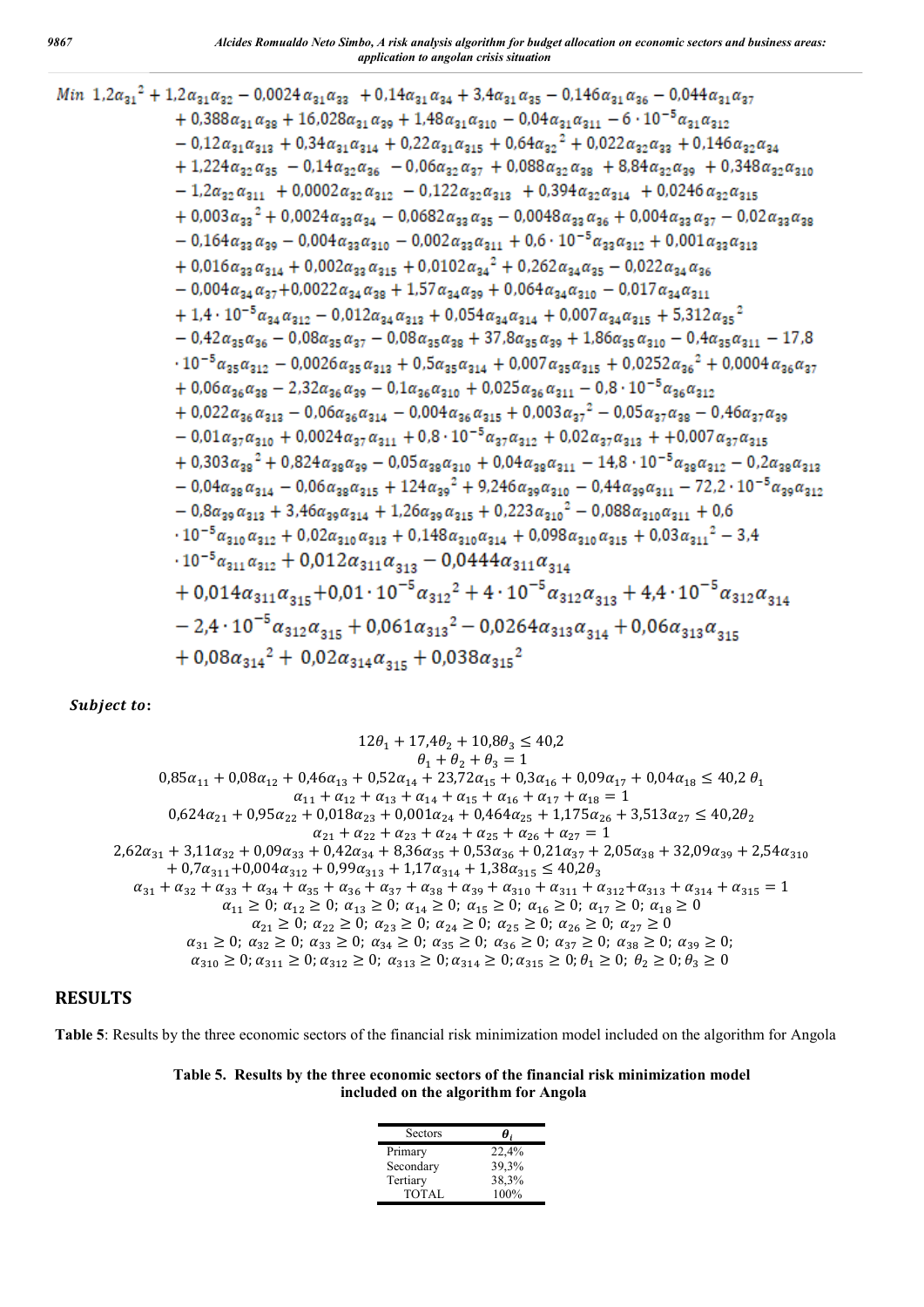$$
\begin{aligned}
Min\ & 1{,}2\alpha_{31}^2 + 1{,}2\alpha_{31}\alpha_{32} - 0{,}0024\alpha_{31}\alpha_{33} + 0{,}14\alpha_{31}\alpha_{34} + 3{,}4\alpha_{31}\alpha_{35} - 0{,}146\alpha_{31}\alpha_{36} - 0{,}044\alpha_{31}\alpha_{37} \\
& + 0{,}388\alpha_{31}\alpha_{38} + 16{,}028\alpha_{31}\alpha_{39} + 1{,}48\alpha_{31}\alpha_{310} - 0{,}04\alpha_{31}\alpha_{311} - 6\cdot 10^{-5}\alpha_{31}\alpha_{312} \\
& - 0{,}12\alpha_{31}\alpha_{313} + 0{,}34\alpha_{31}\alpha_{314} + 0{,}22\alpha_{31}\alpha_{315} + 0{,}64\alpha_{32}^2 + 0{,}022\alpha_{32}\alpha_{33} + 0{,}146\alpha_{32}\alpha_{34} \\
& + 1{,}224\alpha_{32}\alpha_{35} - 0{,}14\alpha_{32}\alpha_{36} - 0{,}06\alpha_{32}\alpha_{37} + 0{,}088\alpha_{32}\alpha_{38} + 8{,}84\alpha_{32}\alpha_{39} + 0{,}348\alpha_{32}\alpha_{310} \\
& - 1{,}2\alpha_{32}\alpha_{311} + 0{,}0002\alpha_{32}\alpha_{312} - 0{,}122\alpha_{32}\alpha_{313} + 0{,}394\alpha_{32}\alpha_{314} + 0{,}0246\alpha_{32}\alpha_{315} \\
& + 0{,}003\alpha_{33}^2 + 0{,}0024\alpha_{33}\alpha_{34} - 0{,}0682\alpha_{33}\alpha_{35} - 0{,}0048\alpha_{33}\alpha_{36} + 0{,}004\alpha_{33}\alpha_{37} - 0{,}02\alpha_{33}\alpha_{38} \\
& - 0{,}164\alpha_{33}\alpha_{39} - 0{,}004\alpha_{33}\alpha_{310} - 0{,}002\alpha_{33}\alpha_{311} + 0{,}6\cdot 10^{-5}\alpha_{33}\alpha_{312} + 0{,}001\alpha_{33}\alpha_{313} \\
& + 0{,}016\alpha_{33}\alpha_{314} + 0{,}002\alpha_{33}\alpha_{315} + 0{,}0102\alpha_{34}^2 + 0{,}262\alpha_{34}\alpha_{35} - 0{,}022\alpha_{34}\alpha_{36} \\
& - 0{,}004\alpha_{34}\alpha_{37} + 0{,}0022\alpha_{34}\alpha_{38} + 1{,}57\alpha_{34}\alpha_{39} + 0{,}064\alpha_{34}\alpha_{310} - 0{,}017\alpha_{34}\alpha_{311} \\
& + 1{,}4\cdot 10^{-5}\alpha_{34}\alpha_{312} - 0{,}012\alpha_{34}\alpha_{313} + 0{,}054\alpha_{34}\alpha_{314} + 0{,}007\alpha_{34}\alpha_{315} + 5{,}312\alpha_{35}^2 \\
& - 0{,}42\alpha_{35}\alpha_{36} - 0{,}08\alpha_{35}\alpha_{37} - 0{,}08\alpha_{35}\alpha_{38} + 37{,}8\alpha_{35}\alpha_{39} + 1{,}86\alpha_{35}\alpha_{310} - 0{,}4\alpha_{35}\alpha_{311} - 17{,}8 \\
& \cdot 10^{-5}\alpha_{35}\alpha_{312} - 0{,}0026\alpha_{35}\alpha_{313} + 0{,}5\alpha_{35}\alpha_{314} + 0{,}007\alpha_{35}\alpha_{315} + 0{,}0252\alpha_{36}^2 + 0{,}0004\alpha_{36}\alpha_{37} \\
& + 0{,}06\alpha_{36}\alpha_{38} - 2{,}32\alpha_{36}\alpha_{39} - 0{,}1\alpha_{36}\alpha_{310} + 0{,}025\alpha_{36}\alpha_{311} - 0{,}8\cdot 10^{-5}\alpha_{36}\alpha_{312} \\
& + 0{,}022\alpha_{36}\alpha_{313} - 0{,}06\alpha_{36}\alpha_{314} - 0{,}004\alpha_{36}\alpha_{315} + 0{,}003\alpha_{37}^2 - 0{,}05\alpha_{37}\alpha_{38} - 0{,}46\alpha_{37}\alpha_{39} \\
& - 0{,}01\alpha_{37}\alpha_{310} + 0{,}0024\alpha_{37}\alpha_{311} + 0{,}8\cdot 10^{-5}\alpha_{37}\alpha_{312} + 0{,}02\alpha_{37}\alpha_{313} + +0{,}007\alpha_{37}\alpha_{315} \\
& + 0{,}303\alpha_{38}^2 + 0{,}824\alpha_{38}\alpha_{39} - 0{,}05\alpha_{38}\alpha_{310} + 0{,}04\alpha_{38}\alpha_{311} - 14{,}8\cdot 10^{-5}\alpha_{38}\alpha_{312} - 0{,}2\alpha_{38}\alpha_{313} \\
& - 0{,}04\alpha_{38}\alpha_{314} - 0{,}06\alpha_{38}\alpha_{315} + 124\alpha_{39}^2 + 9{,}246\alpha_{39}\alpha_{310} - 0{,}44\alpha_{39}\alpha_{311} - 72{,}2\cdot 10^{-5}\alpha_{39}\alpha_{312} \\
& - 0{,}8\alpha_{39}\alpha_{313} + 3{,}46\alpha_{39}\alpha_{314} + 1{,}26\alpha_{39}\alpha_{315} + 0{,}223\alpha_{310}^2 - 0{,}088\alpha_{310}\alpha_{311} + 0{,}6 \\
& \cdot 10^{-5}\alpha_{310}\alpha_{312} + 0{,}02\alpha_{310}\alpha_{313} + 0{,}148\alpha_{310}\alpha_{314} + 0{,}098\alpha_{310}\alpha_{315} + 0{,}03\alpha_{311}^2 - 3{,}4 \\
& \cdot 10^{-5}\alpha_{311}\alpha_{312} + 0{,}012\alpha_{311}\alpha_{313} - 0{,}0444\alpha_{311}\alpha_{314} \\
& + 0{,}014\alpha_{311}\alpha_{315} + 0{,}01\cdot 10^{-5}\alpha_{312}^2 + 4\cdot 10^{-5}\alpha_{312}\alpha_{313} + 4{,}4\cdot 10^{-5}\alpha_{312}\alpha_{314} \\
& - 2{,}4\cdot 10^{-5}\alpha_{312}\alpha_{315} + 0{,}061\alpha_{313}^2 - 0{,}0264\alpha_{313}\alpha_{314} + 0{,}06\alpha_{313}\alpha_{315} \\
& + 0{,}08\alpha_{314}^2 + 0{,}02\alpha_{314}\alpha_{315} + 0{,}038\alpha_{315}^2
\end{aligned}
$$

***Subject to*:**

$$
\begin{gathered}
12\theta_1 + 17{,}4\theta_2 + 10{,}8\theta_3 \leq 40{,}2 \\
\theta_1 + \theta_2 + \theta_3 = 1 \\
0{,}85\alpha_{11} + 0{,}08\alpha_{12} + 0{,}46\alpha_{13} + 0{,}52\alpha_{14} + 23{,}72\alpha_{15} + 0{,}3\alpha_{16} + 0{,}09\alpha_{17} + 0{,}04\alpha_{18} \leq 40{,}2\,\theta_1 \\
\alpha_{11} + \alpha_{12} + \alpha_{13} + \alpha_{14} + \alpha_{15} + \alpha_{16} + \alpha_{17} + \alpha_{18} = 1 \\
0{,}624\alpha_{21} + 0{,}95\alpha_{22} + 0{,}018\alpha_{23} + 0{,}001\alpha_{24} + 0{,}464\alpha_{25} + 1{,}175\alpha_{26} + 3{,}513\alpha_{27} \leq 40{,}2\theta_2 \\
\alpha_{21} + \alpha_{22} + \alpha_{23} + \alpha_{24} + \alpha_{25} + \alpha_{26} + \alpha_{27} = 1 \\
2{,}62\alpha_{31} + 3{,}11\alpha_{32} + 0{,}09\alpha_{33} + 0{,}42\alpha_{34} + 8{,}36\alpha_{35} + 0{,}53\alpha_{36} + 0{,}21\alpha_{37} + 2{,}05\alpha_{38} + 32{,}09\alpha_{39} + 2{,}54\alpha_{310} \\
+ 0{,}7\alpha_{311} + 0{,}004\alpha_{312} + 0{,}99\alpha_{313} + 1{,}17\alpha_{314} + 1{,}38\alpha_{315} \leq 40{,}2\theta_3 \\
\alpha_{31} + \alpha_{32} + \alpha_{33} + \alpha_{34} + \alpha_{35} + \alpha_{36} + \alpha_{37} + \alpha_{38} + \alpha_{39} + \alpha_{310} + \alpha_{311} + \alpha_{312} + \alpha_{313} + \alpha_{314} + \alpha_{315} = 1 \\
\alpha_{11} \geq 0;\ \alpha_{12} \geq 0;\ \alpha_{13} \geq 0;\ \alpha_{14} \geq 0;\ \alpha_{15} \geq 0;\ \alpha_{16} \geq 0;\ \alpha_{17} \geq 0;\ \alpha_{18} \geq 0 \\
\alpha_{21} \geq 0;\ \alpha_{22} \geq 0;\ \alpha_{23} \geq 0;\ \alpha_{24} \geq 0;\ \alpha_{25} \geq 0;\ \alpha_{26} \geq 0;\ \alpha_{27} \geq 0 \\
\alpha_{31} \geq 0;\ \alpha_{32} \geq 0;\ \alpha_{33} \geq 0;\ \alpha_{34} \geq 0;\ \alpha_{35} \geq 0;\ \alpha_{36} \geq 0;\ \alpha_{37} \geq 0;\ \alpha_{38} \geq 0;\ \alpha_{39} \geq 0; \\
\alpha_{310} \geq 0;\ \alpha_{311} \geq 0;\ \alpha_{312} \geq 0;\ \alpha_{313} \geq 0;\ \alpha_{314} \geq 0;\ \alpha_{315} \geq 0;\ \theta_1 \geq 0;\ \theta_2 \geq 0;\ \theta_3 \geq 0
\end{gathered}
$$

## RESULTS

**Table 5**: Results by the three economic sectors of the financial risk minimization model included on the algorithm for Angola

**Table 5. Results by the three economic sectors of the financial risk minimization model included on the algorithm for Angola**

| Sectors | $\theta_i$ |
|---|---|
| Primary | 22,4% |
| Secondary | 39,3% |
| Tertiary | 38,3% |
| TOTAL | 100% |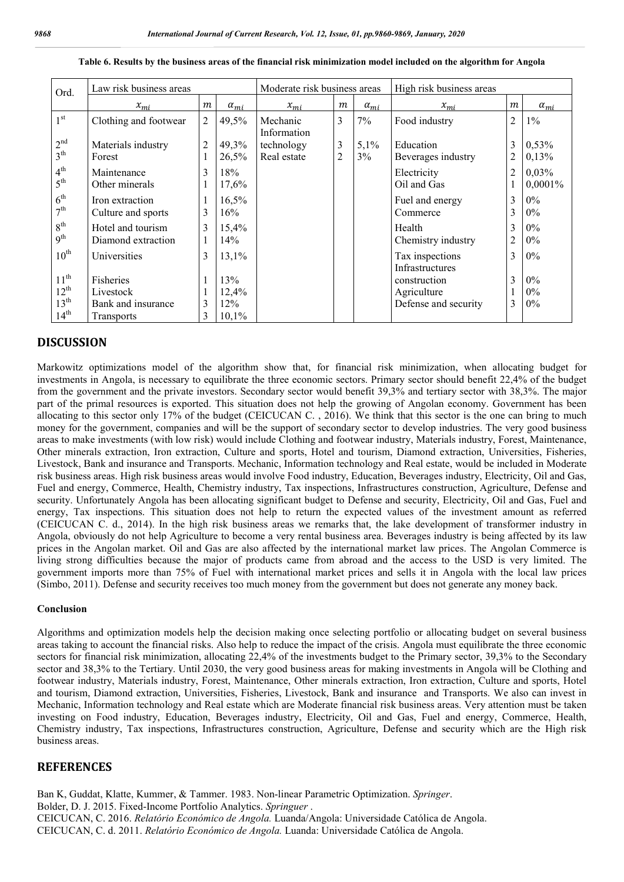**Table 6. Results by the business areas of the financial risk minimization model included on the algorithm for Angola**

| Ord. | Law risk business areas | | | Moderate risk business areas | | | High risk business areas | | |
|---|---|---|---|---|---|---|---|---|---|
| | $x_{mi}$ | $m$ | $\alpha_{mi}$ | $x_{mi}$ | $m$ | $\alpha_{mi}$ | $x_{mi}$ | $m$ | $\alpha_{mi}$ |
| 1st | Clothing and footwear | 2 | 49,5% | Mechanic | 3 | 7% | Food industry | 2 | 1% |
| 2nd | Materials industry | 2 | 49,3% | Information technology | 3 | 5,1% | Education | 3 | 0,53% |
| 3th | Forest | 1 | 26,5% | Real estate | 2 | 3% | Beverages industry | 2 | 0,13% |
| 4th | Maintenance | 3 | 18% | | | | Electricity | 2 | 0,03% |
| 5th | Other minerals | 1 | 17,6% | | | | Oil and Gas | 1 | 0,0001% |
| 6th | Iron extraction | 1 | 16,5% | | | | Fuel and energy | 3 | 0% |
| 7th | Culture and sports | 3 | 16% | | | | Commerce | 3 | 0% |
| 8th | Hotel and tourism | 3 | 15,4% | | | | Health | 3 | 0% |
| 9th | Diamond extraction | 1 | 14% | | | | Chemistry industry | 2 | 0% |
| 10th | Universities | 3 | 13,1% | | | | Tax inspections | 3 | 0% |
| 11th | Fisheries | 1 | 13% | | | | Infrastructures construction | 3 | 0% |
| 12th | Livestock | 1 | 12,4% | | | | Agriculture | 1 | 0% |
| 13th | Bank and insurance | 3 | 12% | | | | Defense and security | 3 | 0% |
| 14th | Transports | 3 | 10,1% | | | | | | |

## DISCUSSION

Markowitz optimizations model of the algorithm show that, for financial risk minimization, when allocating budget for investments in Angola, is necessary to equilibrate the three economic sectors. Primary sector should benefit 22,4% of the budget from the government and the private investors. Secondary sector would benefit 39,3% and tertiary sector with 38,3%. The major part of the primal resources is exported. This situation does not help the growing of Angolan economy. Government has been allocating to this sector only 17% of the budget (CEICUCAN C. , 2016). We think that this sector is the one can bring to much money for the government, companies and will be the support of secondary sector to develop industries. The very good business areas to make investments (with low risk) would include Clothing and footwear industry, Materials industry, Forest, Maintenance, Other minerals extraction, Iron extraction, Culture and sports, Hotel and tourism, Diamond extraction, Universities, Fisheries, Livestock, Bank and insurance and Transports. Mechanic, Information technology and Real estate, would be included in Moderate risk business areas. High risk business areas would involve Food industry, Education, Beverages industry, Electricity, Oil and Gas, Fuel and energy, Commerce, Health, Chemistry industry, Tax inspections, Infrastructures construction, Agriculture, Defense and security. Unfortunately Angola has been allocating significant budget to Defense and security, Electricity, Oil and Gas, Fuel and energy, Tax inspections. This situation does not help to return the expected values of the investment amount as referred (CEICUCAN C. d., 2014). In the high risk business areas we remarks that, the lake development of transformer industry in Angola, obviously do not help Agriculture to become a very rental business area. Beverages industry is being affected by its law prices in the Angolan market. Oil and Gas are also affected by the international market law prices. The Angolan Commerce is living strong difficulties because the major of products came from abroad and the access to the USD is very limited. The government imports more than 75% of Fuel with international market prices and sells it in Angola with the local law prices (Simbo, 2011). Defense and security receives too much money from the government but does not generate any money back.

### Conclusion

Algorithms and optimization models help the decision making once selecting portfolio or allocating budget on several business areas taking to account the financial risks. Also help to reduce the impact of the crisis. Angola must equilibrate the three economic sectors for financial risk minimization, allocating 22,4% of the investments budget to the Primary sector, 39,3% to the Secondary sector and 38,3% to the Tertiary. Until 2030, the very good business areas for making investments in Angola will be Clothing and footwear industry, Materials industry, Forest, Maintenance, Other minerals extraction, Iron extraction, Culture and sports, Hotel and tourism, Diamond extraction, Universities, Fisheries, Livestock, Bank and insurance and Transports. We also can invest in Mechanic, Information technology and Real estate which are Moderate financial risk business areas. Very attention must be taken investing on Food industry, Education, Beverages industry, Electricity, Oil and Gas, Fuel and energy, Commerce, Health, Chemistry industry, Tax inspections, Infrastructures construction, Agriculture, Defense and security which are the High risk business areas.

## REFERENCES

Ban K, Guddat, Klatte, Kummer, & Tammer. 1983. Non-linear Parametric Optimization. *Springer*.

Bolder, D. J. 2015. Fixed-Income Portfolio Analytics. *Springuer* .

CEICUCAN, C. 2016. *Relatório Económico de Angola.* Luanda/Angola: Universidade Católica de Angola.

CEICUCAN, C. d. 2011. *Relatório Económico de Angola.* Luanda: Universidade Católica de Angola.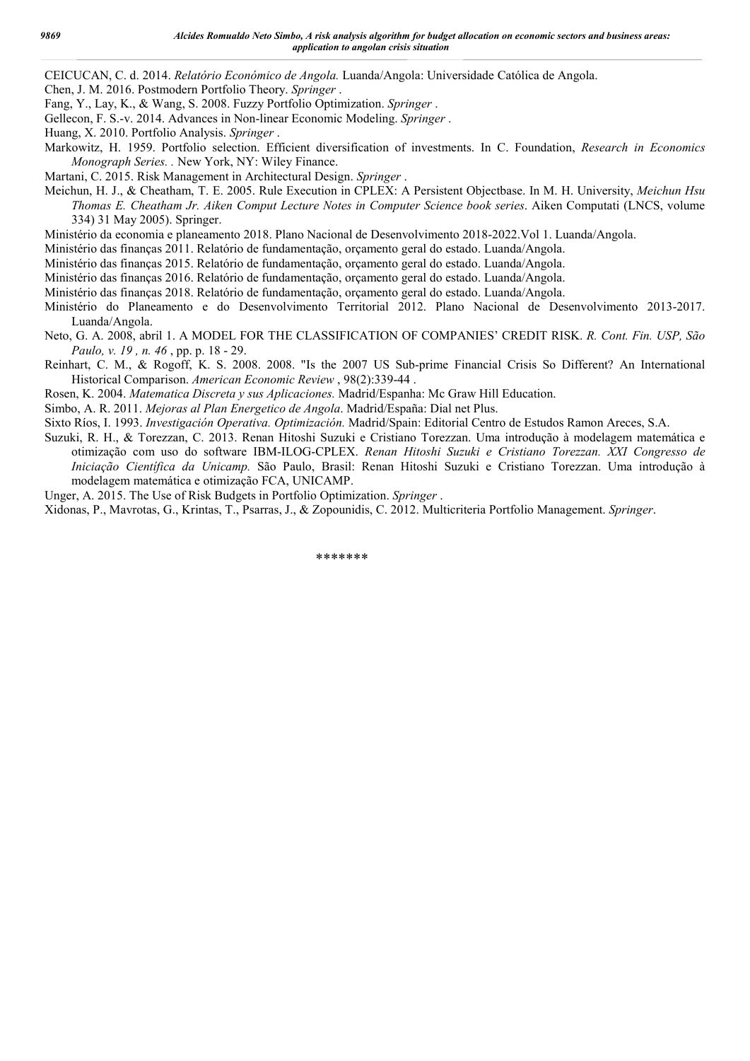CEICUCAN, C. d. 2014. *Relatório Económico de Angola.* Luanda/Angola: Universidade Católica de Angola.

Chen, J. M. 2016. Postmodern Portfolio Theory. *Springer* .

Fang, Y., Lay, K., & Wang, S. 2008. Fuzzy Portfolio Optimization. *Springer* .

Gellecon, F. S.-v. 2014. Advances in Non-linear Economic Modeling. *Springer* .

Huang, X. 2010. Portfolio Analysis. *Springer* .

Markowitz, H. 1959. Portfolio selection. Efficient diversification of investments. In C. Foundation, *Research in Economics Monograph Series. .* New York, NY: Wiley Finance.

Martani, C. 2015. Risk Management in Architectural Design. *Springer* .

Meichun, H. J., & Cheatham, T. E. 2005. Rule Execution in CPLEX: A Persistent Objectbase. In M. H. University, *Meichun Hsu Thomas E. Cheatham Jr. Aiken Comput Lecture Notes in Computer Science book series*. Aiken Computati (LNCS, volume 334) 31 May 2005). Springer.

Ministério da economia e planeamento 2018. Plano Nacional de Desenvolvimento 2018-2022.Vol 1. Luanda/Angola.

Ministério das finanças 2011. Relatório de fundamentação, orçamento geral do estado. Luanda/Angola.

Ministério das finanças 2015. Relatório de fundamentação, orçamento geral do estado. Luanda/Angola.

Ministério das finanças 2016. Relatório de fundamentação, orçamento geral do estado. Luanda/Angola.

Ministério das finanças 2018. Relatório de fundamentação, orçamento geral do estado. Luanda/Angola.

Ministério do Planeamento e do Desenvolvimento Territorial 2012. Plano Nacional de Desenvolvimento 2013-2017. Luanda/Angola.

Neto, G. A. 2008, abril 1. A MODEL FOR THE CLASSIFICATION OF COMPANIES' CREDIT RISK. *R. Cont. Fin. USP, São Paulo, v. 19 , n. 46* , pp. p. 18 - 29.

Reinhart, C. M., & Rogoff, K. S. 2008. 2008. "Is the 2007 US Sub-prime Financial Crisis So Different? An International Historical Comparison. *American Economic Review* , 98(2):339-44 .

Rosen, K. 2004. *Matematica Discreta y sus Aplicaciones.* Madrid/Espanha: Mc Graw Hill Education.

Simbo, A. R. 2011. *Mejoras al Plan Energetico de Angola*. Madrid/España: Dial net Plus.

Sixto Ríos, I. 1993. *Investigación Operativa. Optimización.* Madrid/Spain: Editorial Centro de Estudos Ramon Areces, S.A.

Suzuki, R. H., & Torezzan, C. 2013. Renan Hitoshi Suzuki e Cristiano Torezzan. Uma introdução à modelagem matemática e otimização com uso do software IBM-ILOG-CPLEX. *Renan Hitoshi Suzuki e Cristiano Torezzan. XXI Congresso de Iniciação Científica da Unicamp.* São Paulo, Brasil: Renan Hitoshi Suzuki e Cristiano Torezzan. Uma introdução à modelagem matemática e otimização FCA, UNICAMP.

Unger, A. 2015. The Use of Risk Budgets in Portfolio Optimization. *Springer* .

Xidonas, P., Mavrotas, G., Krintas, T., Psarras, J., & Zopounidis, C. 2012. Multicriteria Portfolio Management. *Springer*.

*******